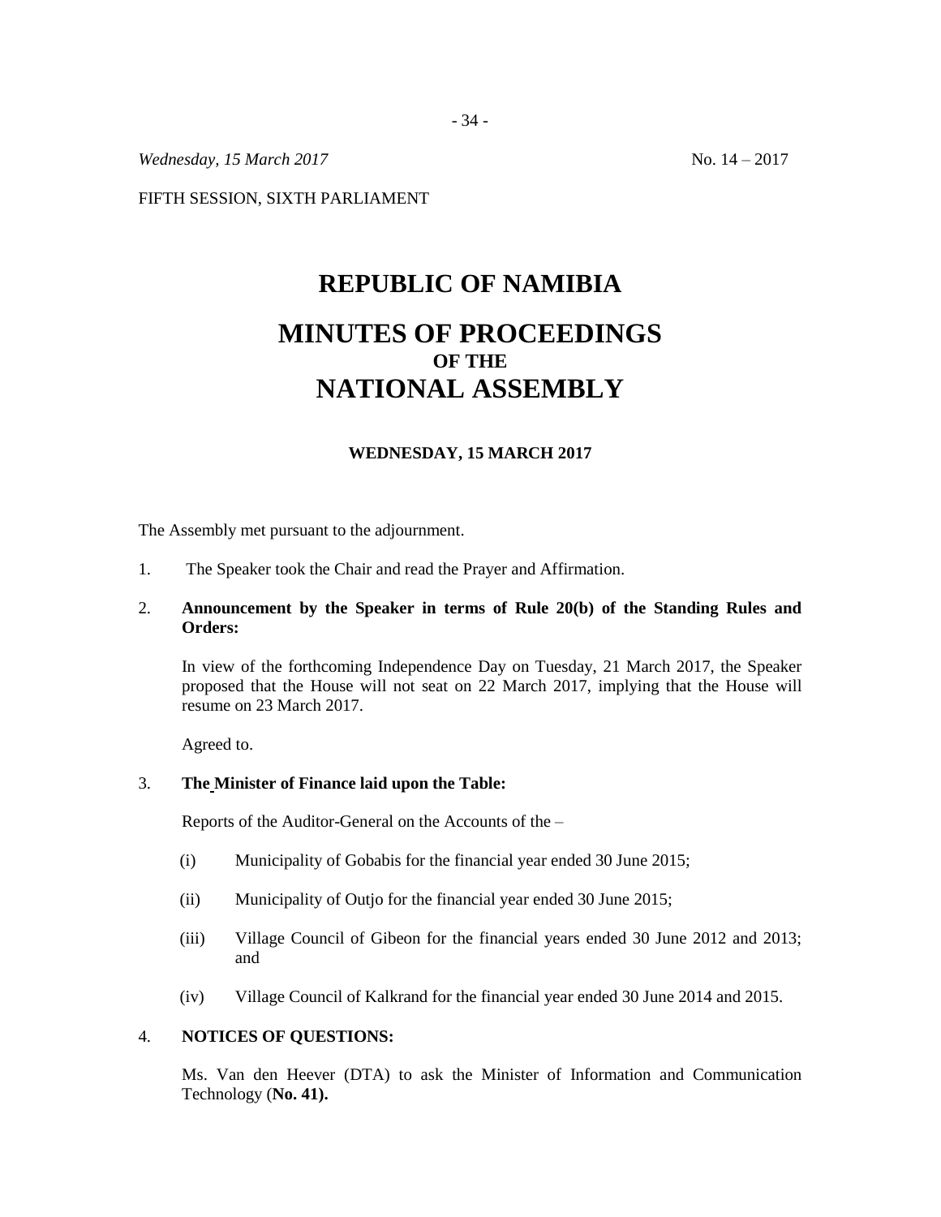*Wednesday, 15 March 2017* No. 14 – 2017

FIFTH SESSION, SIXTH PARLIAMENT

# REPUBLIC OF NAMIBIA

# MINUTES OF PROCEEDINGS
### OF THE
# NATIONAL ASSEMBLY

**WEDNESDAY, 15 MARCH 2017**

The Assembly met pursuant to the adjournment.

1. The Speaker took the Chair and read the Prayer and Affirmation.

2. **Announcement by the Speaker in terms of Rule 20(b) of the Standing Rules and Orders:**

   In view of the forthcoming Independence Day on Tuesday, 21 March 2017, the Speaker proposed that the House will not seat on 22 March 2017, implying that the House will resume on 23 March 2017.

   Agreed to.

3. **The Minister of Finance laid upon the Table:**

   Reports of the Auditor-General on the Accounts of the –

   (i) Municipality of Gobabis for the financial year ended 30 June 2015;

   (ii) Municipality of Outjo for the financial year ended 30 June 2015;

   (iii) Village Council of Gibeon for the financial years ended 30 June 2012 and 2013; and

   (iv) Village Council of Kalkrand for the financial year ended 30 June 2014 and 2015.

4. **NOTICES OF QUESTIONS:**

   Ms. Van den Heever (DTA) to ask the Minister of Information and Communication Technology (**No. 41).**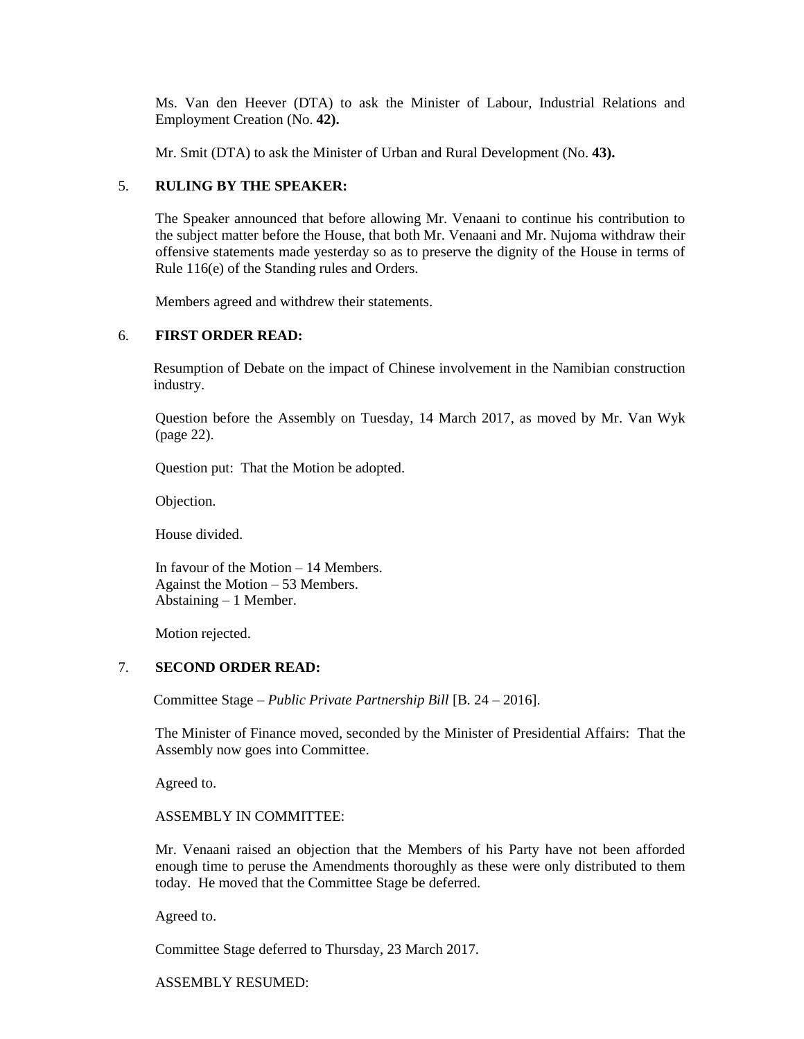Ms. Van den Heever (DTA) to ask the Minister of Labour, Industrial Relations and Employment Creation (No. **42).**

Mr. Smit (DTA) to ask the Minister of Urban and Rural Development (No. **43).**

5. **RULING BY THE SPEAKER:**

The Speaker announced that before allowing Mr. Venaani to continue his contribution to the subject matter before the House, that both Mr. Venaani and Mr. Nujoma withdraw their offensive statements made yesterday so as to preserve the dignity of the House in terms of Rule 116(e) of the Standing rules and Orders.

Members agreed and withdrew their statements.

6. **FIRST ORDER READ:**

Resumption of Debate on the impact of Chinese involvement in the Namibian construction industry.

Question before the Assembly on Tuesday, 14 March 2017, as moved by Mr. Van Wyk (page 22).

Question put: That the Motion be adopted.

Objection.

House divided.

In favour of the Motion – 14 Members.
Against the Motion – 53 Members.
Abstaining – 1 Member.

Motion rejected.

7. **SECOND ORDER READ:**

Committee Stage – *Public Private Partnership Bill* [B. 24 – 2016].

The Minister of Finance moved, seconded by the Minister of Presidential Affairs: That the Assembly now goes into Committee.

Agreed to.

ASSEMBLY IN COMMITTEE:

Mr. Venaani raised an objection that the Members of his Party have not been afforded enough time to peruse the Amendments thoroughly as these were only distributed to them today. He moved that the Committee Stage be deferred.

Agreed to.

Committee Stage deferred to Thursday, 23 March 2017.

ASSEMBLY RESUMED: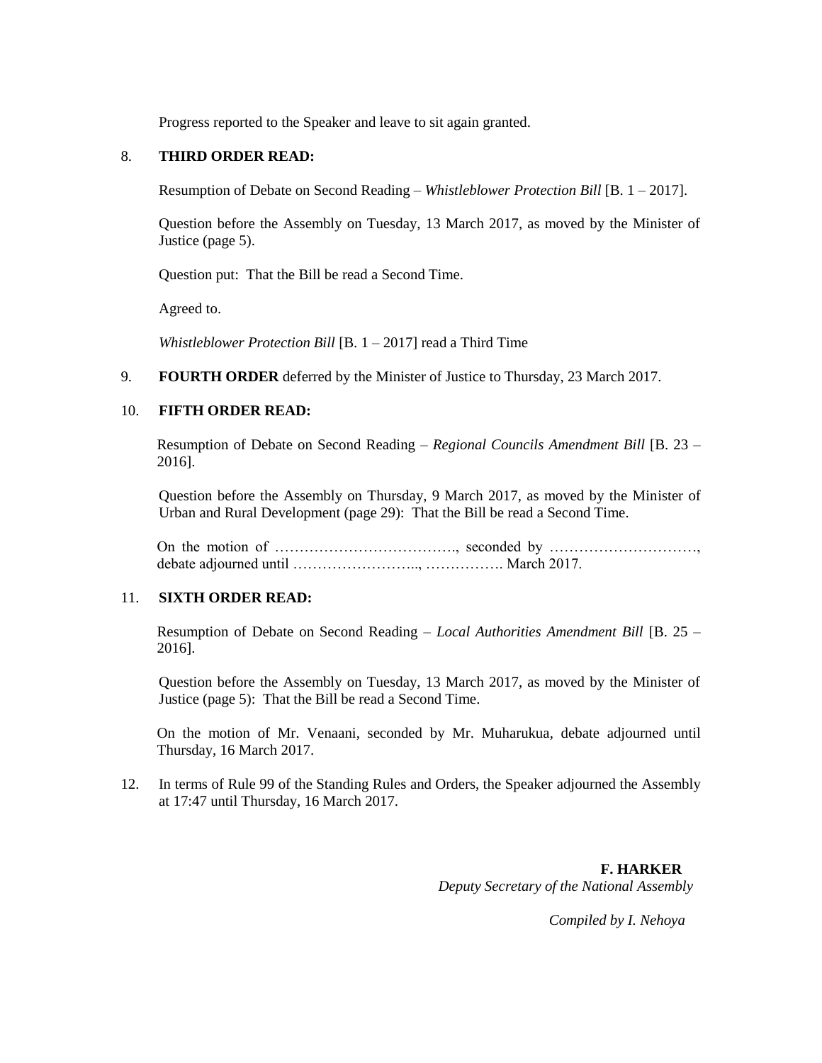Progress reported to the Speaker and leave to sit again granted.

8. **THIRD ORDER READ:**

   Resumption of Debate on Second Reading – *Whistleblower Protection Bill* [B. 1 – 2017].

   Question before the Assembly on Tuesday, 13 March 2017, as moved by the Minister of Justice (page 5).

   Question put: That the Bill be read a Second Time.

   Agreed to.

   *Whistleblower Protection Bill* [B. 1 – 2017] read a Third Time

9. **FOURTH ORDER** deferred by the Minister of Justice to Thursday, 23 March 2017.

10. **FIFTH ORDER READ:**

    Resumption of Debate on Second Reading – *Regional Councils Amendment Bill* [B. 23 – 2016].

    Question before the Assembly on Thursday, 9 March 2017, as moved by the Minister of Urban and Rural Development (page 29): That the Bill be read a Second Time.

    On the motion of ………………………………., seconded by …………………………, debate adjourned until ……………………..., ……………. March 2017.

11. **SIXTH ORDER READ:**

    Resumption of Debate on Second Reading – *Local Authorities Amendment Bill* [B. 25 – 2016].

    Question before the Assembly on Tuesday, 13 March 2017, as moved by the Minister of Justice (page 5): That the Bill be read a Second Time.

    On the motion of Mr. Venaani, seconded by Mr. Muharukua, debate adjourned until Thursday, 16 March 2017.

12. In terms of Rule 99 of the Standing Rules and Orders, the Speaker adjourned the Assembly at 17:47 until Thursday, 16 March 2017.

**F. HARKER**
*Deputy Secretary of the National Assembly*

*Compiled by I. Nehoya*